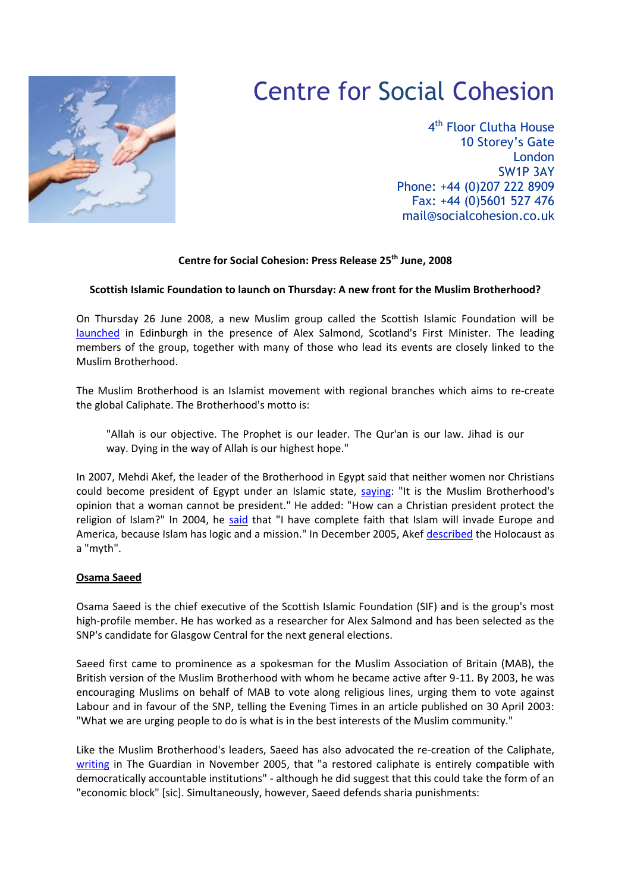# Centre for Social Cohesion

4th Floor Clutha House
10 Storey's Gate
London
SW1P 3AY
Phone: +44 (0)207 222 8909
Fax: +44 (0)5601 527 476
mail@socialcohesion.co.uk

**Centre for Social Cohesion: Press Release 25th June, 2008**

**Scottish Islamic Foundation to launch on Thursday: A new front for the Muslim Brotherhood?**

On Thursday 26 June 2008, a new Muslim group called the Scottish Islamic Foundation will be launched in Edinburgh in the presence of Alex Salmond, Scotland's First Minister. The leading members of the group, together with many of those who lead its events are closely linked to the Muslim Brotherhood.

The Muslim Brotherhood is an Islamist movement with regional branches which aims to re-create the global Caliphate. The Brotherhood's motto is:

> "Allah is our objective. The Prophet is our leader. The Qur'an is our law. Jihad is our way. Dying in the way of Allah is our highest hope."

In 2007, Mehdi Akef, the leader of the Brotherhood in Egypt said that neither women nor Christians could become president of Egypt under an Islamic state, saying: "It is the Muslim Brotherhood's opinion that a woman cannot be president." He added: "How can a Christian president protect the religion of Islam?" In 2004, he said that "I have complete faith that Islam will invade Europe and America, because Islam has logic and a mission." In December 2005, Akef described the Holocaust as a "myth".

## Osama Saeed

Osama Saeed is the chief executive of the Scottish Islamic Foundation (SIF) and is the group's most high-profile member. He has worked as a researcher for Alex Salmond and has been selected as the SNP's candidate for Glasgow Central for the next general elections.

Saeed first came to prominence as a spokesman for the Muslim Association of Britain (MAB), the British version of the Muslim Brotherhood with whom he became active after 9-11. By 2003, he was encouraging Muslims on behalf of MAB to vote along religious lines, urging them to vote against Labour and in favour of the SNP, telling the Evening Times in an article published on 30 April 2003: "What we are urging people to do is what is in the best interests of the Muslim community."

Like the Muslim Brotherhood's leaders, Saeed has also advocated the re-creation of the Caliphate, writing in The Guardian in November 2005, that "a restored caliphate is entirely compatible with democratically accountable institutions" - although he did suggest that this could take the form of an "economic block" [sic]. Simultaneously, however, Saeed defends sharia punishments: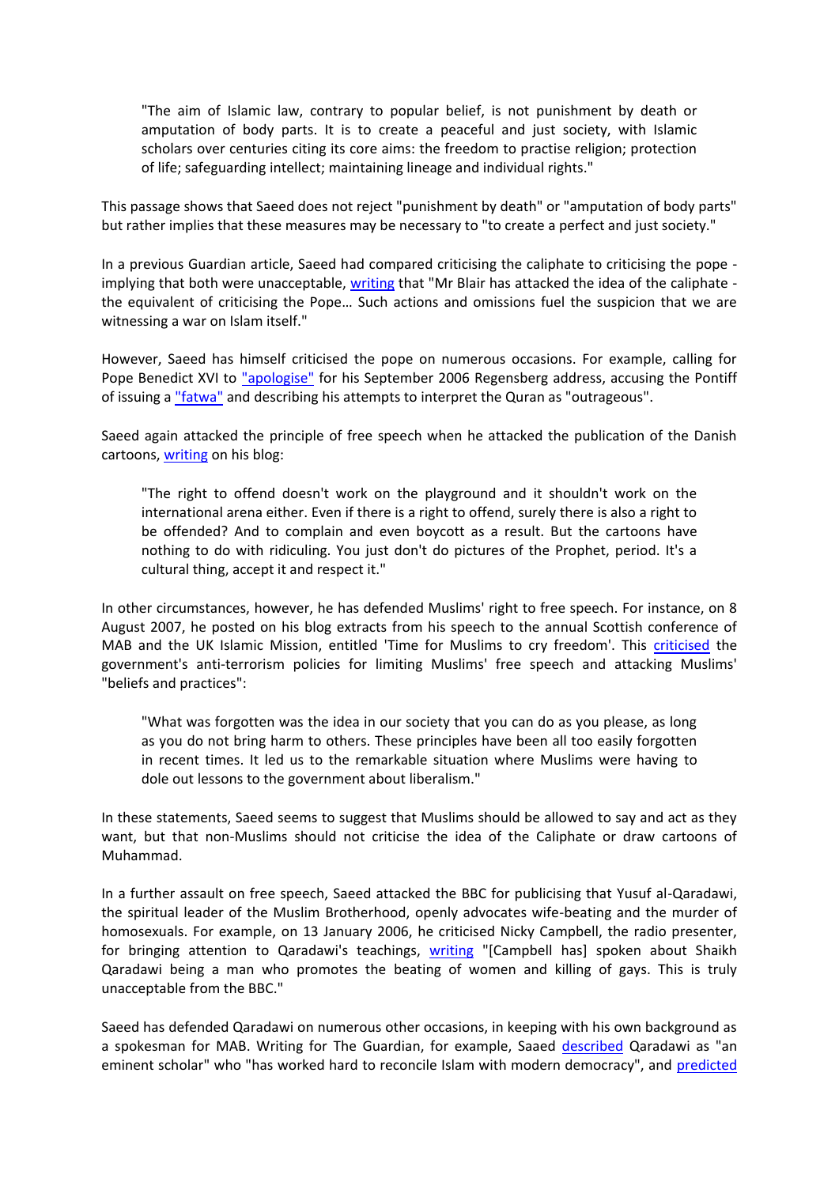> "The aim of Islamic law, contrary to popular belief, is not punishment by death or amputation of body parts. It is to create a peaceful and just society, with Islamic scholars over centuries citing its core aims: the freedom to practise religion; protection of life; safeguarding intellect; maintaining lineage and individual rights."

This passage shows that Saeed does not reject "punishment by death" or "amputation of body parts" but rather implies that these measures may be necessary to "to create a perfect and just society."

In a previous Guardian article, Saeed had compared criticising the caliphate to criticising the pope - implying that both were unacceptable, writing that "Mr Blair has attacked the idea of the caliphate - the equivalent of criticising the Pope… Such actions and omissions fuel the suspicion that we are witnessing a war on Islam itself."

However, Saeed has himself criticised the pope on numerous occasions. For example, calling for Pope Benedict XVI to "apologise" for his September 2006 Regensberg address, accusing the Pontiff of issuing a "fatwa" and describing his attempts to interpret the Quran as "outrageous".

Saeed again attacked the principle of free speech when he attacked the publication of the Danish cartoons, writing on his blog:

> "The right to offend doesn't work on the playground and it shouldn't work on the international arena either. Even if there is a right to offend, surely there is also a right to be offended? And to complain and even boycott as a result. But the cartoons have nothing to do with ridiculing. You just don't do pictures of the Prophet, period. It's a cultural thing, accept it and respect it."

In other circumstances, however, he has defended Muslims' right to free speech. For instance, on 8 August 2007, he posted on his blog extracts from his speech to the annual Scottish conference of MAB and the UK Islamic Mission, entitled 'Time for Muslims to cry freedom'. This criticised the government's anti-terrorism policies for limiting Muslims' free speech and attacking Muslims' "beliefs and practices":

> "What was forgotten was the idea in our society that you can do as you please, as long as you do not bring harm to others. These principles have been all too easily forgotten in recent times. It led us to the remarkable situation where Muslims were having to dole out lessons to the government about liberalism."

In these statements, Saeed seems to suggest that Muslims should be allowed to say and act as they want, but that non-Muslims should not criticise the idea of the Caliphate or draw cartoons of Muhammad.

In a further assault on free speech, Saeed attacked the BBC for publicising that Yusuf al-Qaradawi, the spiritual leader of the Muslim Brotherhood, openly advocates wife-beating and the murder of homosexuals. For example, on 13 January 2006, he criticised Nicky Campbell, the radio presenter, for bringing attention to Qaradawi's teachings, writing "[Campbell has] spoken about Shaikh Qaradawi being a man who promotes the beating of women and killing of gays. This is truly unacceptable from the BBC."

Saeed has defended Qaradawi on numerous other occasions, in keeping with his own background as a spokesman for MAB. Writing for The Guardian, for example, Saeed described Qaradawi as "an eminent scholar" who "has worked hard to reconcile Islam with modern democracy", and predicted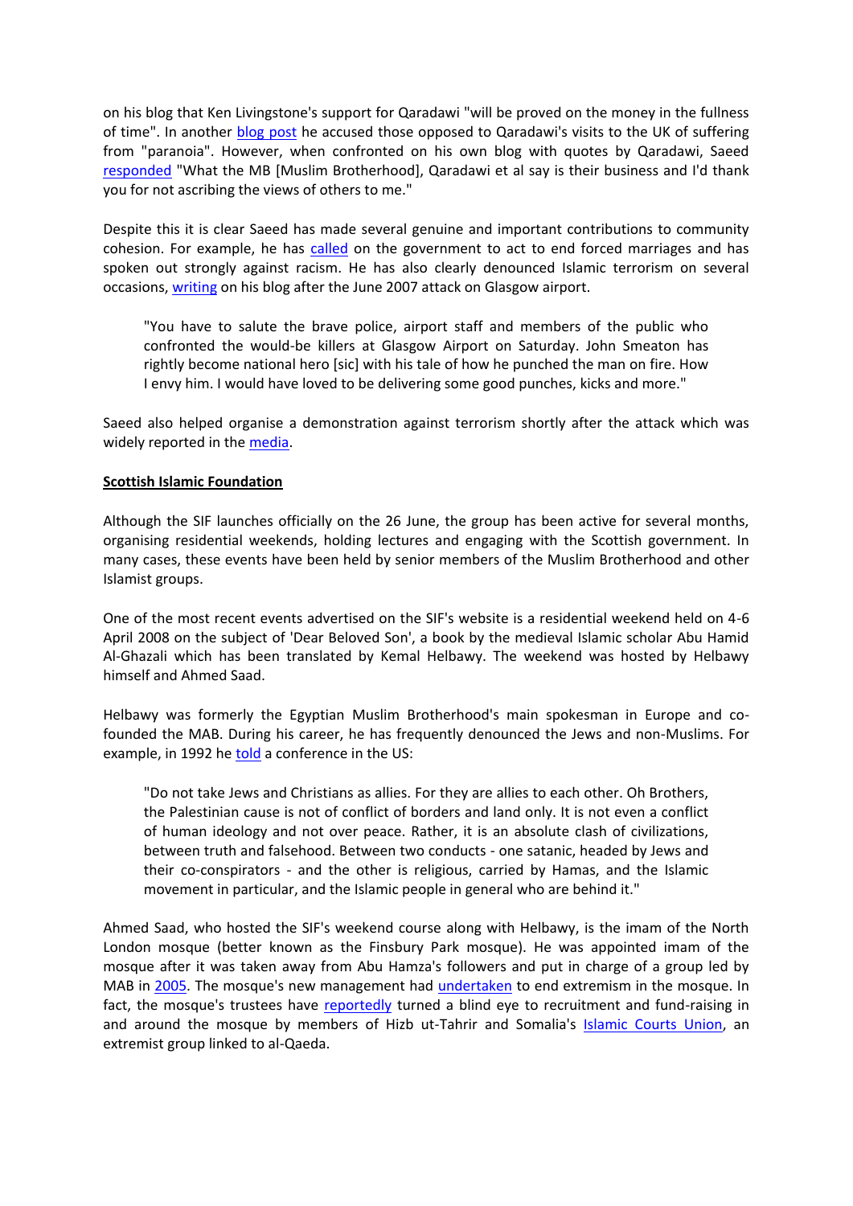on his blog that Ken Livingstone's support for Qaradawi "will be proved on the money in the fullness of time". In another blog post he accused those opposed to Qaradawi's visits to the UK of suffering from "paranoia". However, when confronted on his own blog with quotes by Qaradawi, Saeed responded "What the MB [Muslim Brotherhood], Qaradawi et al say is their business and I'd thank you for not ascribing the views of others to me."

Despite this it is clear Saeed has made several genuine and important contributions to community cohesion. For example, he has called on the government to act to end forced marriages and has spoken out strongly against racism. He has also clearly denounced Islamic terrorism on several occasions, writing on his blog after the June 2007 attack on Glasgow airport.

> "You have to salute the brave police, airport staff and members of the public who confronted the would-be killers at Glasgow Airport on Saturday. John Smeaton has rightly become national hero [sic] with his tale of how he punched the man on fire. How I envy him. I would have loved to be delivering some good punches, kicks and more."

Saeed also helped organise a demonstration against terrorism shortly after the attack which was widely reported in the media.

## Scottish Islamic Foundation

Although the SIF launches officially on the 26 June, the group has been active for several months, organising residential weekends, holding lectures and engaging with the Scottish government. In many cases, these events have been held by senior members of the Muslim Brotherhood and other Islamist groups.

One of the most recent events advertised on the SIF's website is a residential weekend held on 4-6 April 2008 on the subject of 'Dear Beloved Son', a book by the medieval Islamic scholar Abu Hamid Al-Ghazali which has been translated by Kemal Helbawy. The weekend was hosted by Helbawy himself and Ahmed Saad.

Helbawy was formerly the Egyptian Muslim Brotherhood's main spokesman in Europe and co-founded the MAB. During his career, he has frequently denounced the Jews and non-Muslims. For example, in 1992 he told a conference in the US:

> "Do not take Jews and Christians as allies. For they are allies to each other. Oh Brothers, the Palestinian cause is not of conflict of borders and land only. It is not even a conflict of human ideology and not over peace. Rather, it is an absolute clash of civilizations, between truth and falsehood. Between two conducts - one satanic, headed by Jews and their co-conspirators - and the other is religious, carried by Hamas, and the Islamic movement in particular, and the Islamic people in general who are behind it."

Ahmed Saad, who hosted the SIF's weekend course along with Helbawy, is the imam of the North London mosque (better known as the Finsbury Park mosque). He was appointed imam of the mosque after it was taken away from Abu Hamza's followers and put in charge of a group led by MAB in 2005. The mosque's new management had undertaken to end extremism in the mosque. In fact, the mosque's trustees have reportedly turned a blind eye to recruitment and fund-raising in and around the mosque by members of Hizb ut-Tahrir and Somalia's Islamic Courts Union, an extremist group linked to al-Qaeda.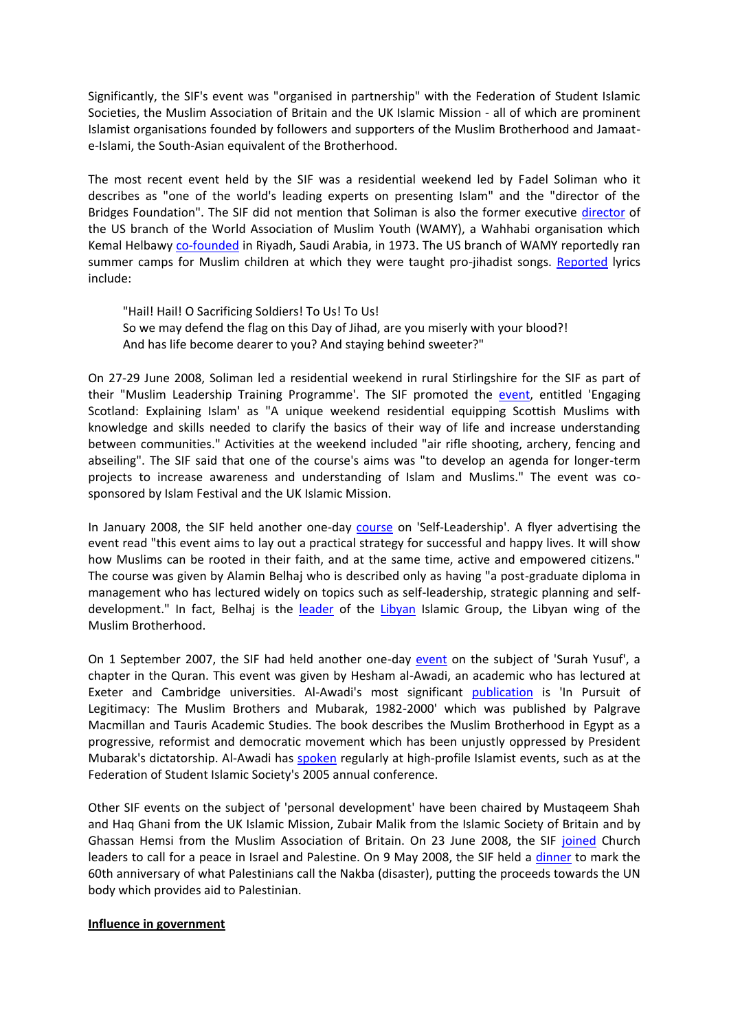Significantly, the SIF's event was "organised in partnership" with the Federation of Student Islamic Societies, the Muslim Association of Britain and the UK Islamic Mission - all of which are prominent Islamist organisations founded by followers and supporters of the Muslim Brotherhood and Jamaat-e-Islami, the South-Asian equivalent of the Brotherhood.

The most recent event held by the SIF was a residential weekend led by Fadel Soliman who it describes as "one of the world's leading experts on presenting Islam" and the "director of the Bridges Foundation". The SIF did not mention that Soliman is also the former executive director of the US branch of the World Association of Muslim Youth (WAMY), a Wahhabi organisation which Kemal Helbawy co-founded in Riyadh, Saudi Arabia, in 1973. The US branch of WAMY reportedly ran summer camps for Muslim children at which they were taught pro-jihadist songs. Reported lyrics include:

> "Hail! Hail! O Sacrificing Soldiers! To Us! To Us!
> So we may defend the flag on this Day of Jihad, are you miserly with your blood?!
> And has life become dearer to you? And staying behind sweeter?"

On 27-29 June 2008, Soliman led a residential weekend in rural Stirlingshire for the SIF as part of their "Muslim Leadership Training Programme'. The SIF promoted the event, entitled 'Engaging Scotland: Explaining Islam' as "A unique weekend residential equipping Scottish Muslims with knowledge and skills needed to clarify the basics of their way of life and increase understanding between communities." Activities at the weekend included "air rifle shooting, archery, fencing and abseiling". The SIF said that one of the course's aims was "to develop an agenda for longer-term projects to increase awareness and understanding of Islam and Muslims." The event was co-sponsored by Islam Festival and the UK Islamic Mission.

In January 2008, the SIF held another one-day course on 'Self-Leadership'. A flyer advertising the event read "this event aims to lay out a practical strategy for successful and happy lives. It will show how Muslims can be rooted in their faith, and at the same time, active and empowered citizens." The course was given by Alamin Belhaj who is described only as having "a post-graduate diploma in management who has lectured widely on topics such as self-leadership, strategic planning and self-development." In fact, Belhaj is the leader of the Libyan Islamic Group, the Libyan wing of the Muslim Brotherhood.

On 1 September 2007, the SIF had held another one-day event on the subject of 'Surah Yusuf', a chapter in the Quran. This event was given by Hesham al-Awadi, an academic who has lectured at Exeter and Cambridge universities. Al-Awadi's most significant publication is 'In Pursuit of Legitimacy: The Muslim Brothers and Mubarak, 1982-2000' which was published by Palgrave Macmillan and Tauris Academic Studies. The book describes the Muslim Brotherhood in Egypt as a progressive, reformist and democratic movement which has been unjustly oppressed by President Mubarak's dictatorship. Al-Awadi has spoken regularly at high-profile Islamist events, such as at the Federation of Student Islamic Society's 2005 annual conference.

Other SIF events on the subject of 'personal development' have been chaired by Mustaqeem Shah and Haq Ghani from the UK Islamic Mission, Zubair Malik from the Islamic Society of Britain and by Ghassan Hemsi from the Muslim Association of Britain. On 23 June 2008, the SIF joined Church leaders to call for a peace in Israel and Palestine. On 9 May 2008, the SIF held a dinner to mark the 60th anniversary of what Palestinians call the Nakba (disaster), putting the proceeds towards the UN body which provides aid to Palestinian.

**Influence in government**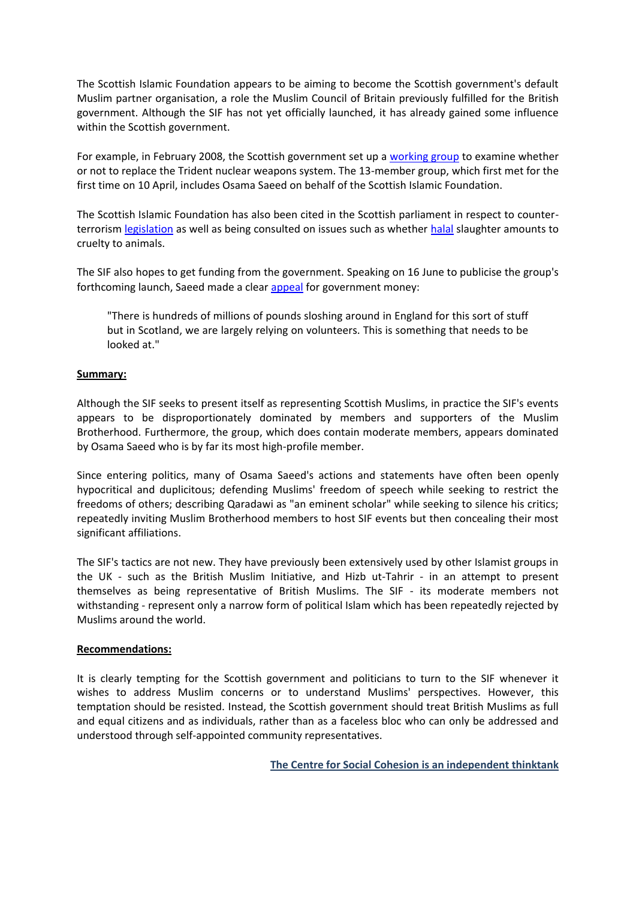The Scottish Islamic Foundation appears to be aiming to become the Scottish government's default Muslim partner organisation, a role the Muslim Council of Britain previously fulfilled for the British government. Although the SIF has not yet officially launched, it has already gained some influence within the Scottish government.

For example, in February 2008, the Scottish government set up a working group to examine whether or not to replace the Trident nuclear weapons system. The 13-member group, which first met for the first time on 10 April, includes Osama Saeed on behalf of the Scottish Islamic Foundation.

The Scottish Islamic Foundation has also been cited in the Scottish parliament in respect to counter-terrorism legislation as well as being consulted on issues such as whether halal slaughter amounts to cruelty to animals.

The SIF also hopes to get funding from the government. Speaking on 16 June to publicise the group's forthcoming launch, Saeed made a clear appeal for government money:

> "There is hundreds of millions of pounds sloshing around in England for this sort of stuff but in Scotland, we are largely relying on volunteers. This is something that needs to be looked at."

**Summary:**

Although the SIF seeks to present itself as representing Scottish Muslims, in practice the SIF's events appears to be disproportionately dominated by members and supporters of the Muslim Brotherhood. Furthermore, the group, which does contain moderate members, appears dominated by Osama Saeed who is by far its most high-profile member.

Since entering politics, many of Osama Saeed's actions and statements have often been openly hypocritical and duplicitous; defending Muslims' freedom of speech while seeking to restrict the freedoms of others; describing Qaradawi as "an eminent scholar" while seeking to silence his critics; repeatedly inviting Muslim Brotherhood members to host SIF events but then concealing their most significant affiliations.

The SIF's tactics are not new. They have previously been extensively used by other Islamist groups in the UK - such as the British Muslim Initiative, and Hizb ut-Tahrir - in an attempt to present themselves as being representative of British Muslims. The SIF - its moderate members not withstanding - represent only a narrow form of political Islam which has been repeatedly rejected by Muslims around the world.

**Recommendations:**

It is clearly tempting for the Scottish government and politicians to turn to the SIF whenever it wishes to address Muslim concerns or to understand Muslims' perspectives. However, this temptation should be resisted. Instead, the Scottish government should treat British Muslims as full and equal citizens and as individuals, rather than as a faceless bloc who can only be addressed and understood through self-appointed community representatives.

**The Centre for Social Cohesion is an independent thinktank**